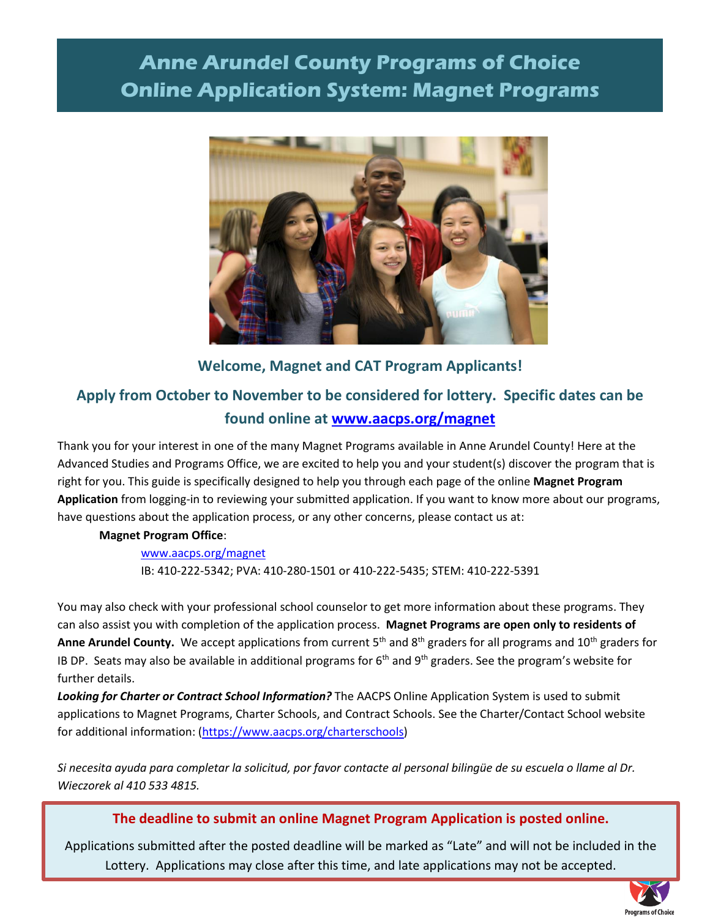# Anne Arundel County Programs of Choice Online Application System: Magnet Programs

### Welcome, Magnet and CAT Program Applicants!

### Apply from October to November to be considered for lottery. Specific dates can be found online at [www.aacps.org/magnet](www.aacps.org/magnet)

Thank you for your interest in one of the many Magnet Programs available in Anne Arundel County! Here at the Advanced Studies and Programs Office, we are excited to help you and your student(s) discover the program that is right for you. This guide is specifically designed to help you through each page of the online **Magnet Program Application** from logging-in to reviewing your submitted application. If you want to know more about our programs, have questions about the application process, or any other concerns, please contact us at:

**Magnet Program Office**:

www.aacps.org/magnet
IB: 410-222-5342; PVA: 410-280-1501 or 410-222-5435; STEM: 410-222-5391

You may also check with your professional school counselor to get more information about these programs. They can also assist you with completion of the application process. **Magnet Programs are open only to residents of Anne Arundel County.** We accept applications from current 5th and 8th graders for all programs and 10th graders for IB DP. Seats may also be available in additional programs for 6th and 9th graders. See the program's website for further details.

***Looking for Charter or Contract School Information?*** The AACPS Online Application System is used to submit applications to Magnet Programs, Charter Schools, and Contract Schools. See the Charter/Contact School website for additional information: (https://www.aacps.org/charterschools)

*Si necesita ayuda para completar la solicitud, por favor contacte al personal bilingüe de su escuela o llame al Dr. Wieczorek al 410 533 4815.*

**The deadline to submit an online Magnet Program Application is posted online.**

Applications submitted after the posted deadline will be marked as "Late" and will not be included in the Lottery. Applications may close after this time, and late applications may not be accepted.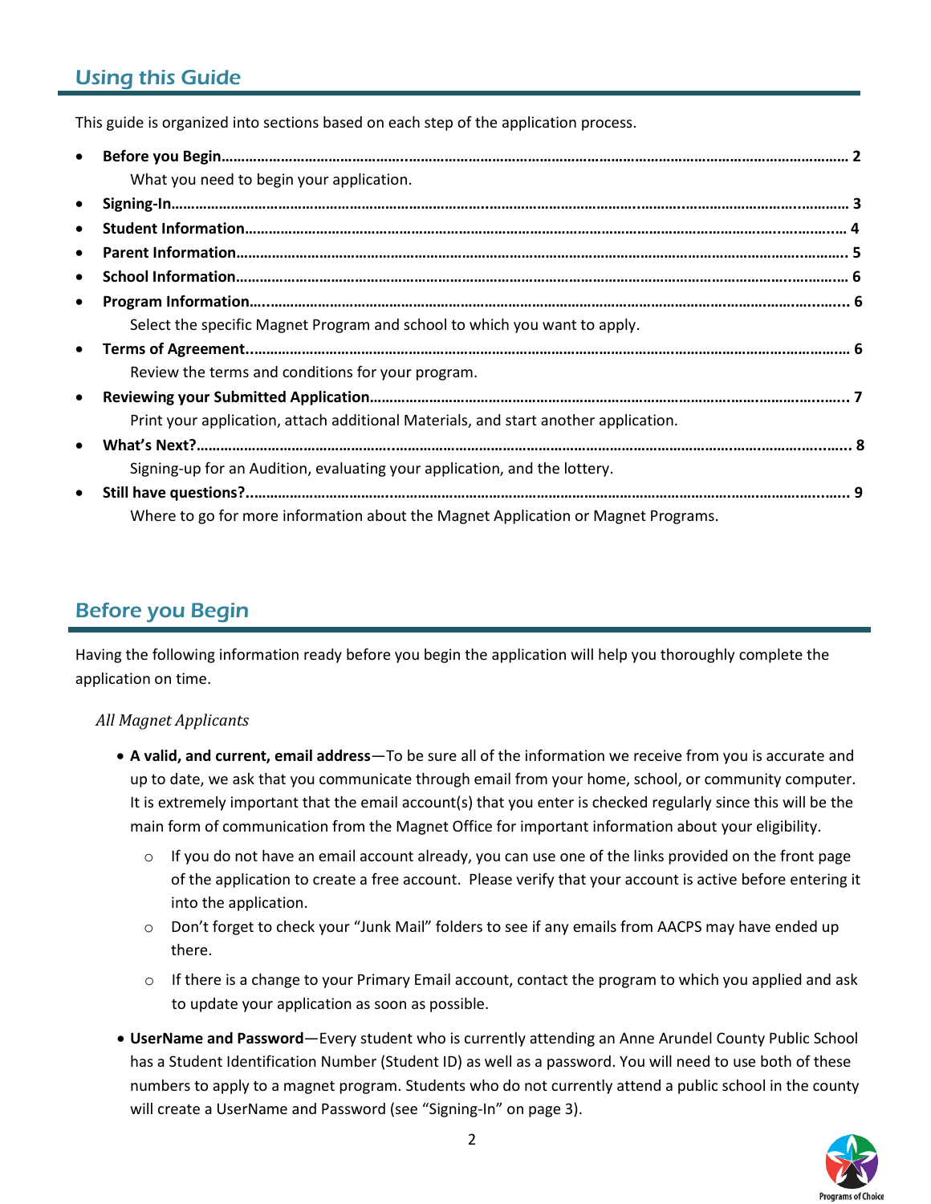## Using this Guide

This guide is organized into sections based on each step of the application process.

- **Before you Begin……… 2**
  What you need to begin your application.
- **Signing-In……… 3**
- **Student Information……… 4**
- **Parent Information……… 5**
- **School Information……… 6**
- **Program Information……… 6**
  Select the specific Magnet Program and school to which you want to apply.
- **Terms of Agreement……… 6**
  Review the terms and conditions for your program.
- **Reviewing your Submitted Application……… 7**
  Print your application, attach additional Materials, and start another application.
- **What's Next?……… 8**
  Signing-up for an Audition, evaluating your application, and the lottery.
- **Still have questions?……… 9**
  Where to go for more information about the Magnet Application or Magnet Programs.

## Before you Begin

Having the following information ready before you begin the application will help you thoroughly complete the application on time.

*All Magnet Applicants*

- **A valid, and current, email address**—To be sure all of the information we receive from you is accurate and up to date, we ask that you communicate through email from your home, school, or community computer. It is extremely important that the email account(s) that you enter is checked regularly since this will be the main form of communication from the Magnet Office for important information about your eligibility.
  - If you do not have an email account already, you can use one of the links provided on the front page of the application to create a free account. Please verify that your account is active before entering it into the application.
  - Don't forget to check your "Junk Mail" folders to see if any emails from AACPS may have ended up there.
  - If there is a change to your Primary Email account, contact the program to which you applied and ask to update your application as soon as possible.
- **UserName and Password**—Every student who is currently attending an Anne Arundel County Public School has a Student Identification Number (Student ID) as well as a password. You will need to use both of these numbers to apply to a magnet program. Students who do not currently attend a public school in the county will create a UserName and Password (see "Signing-In" on page 3).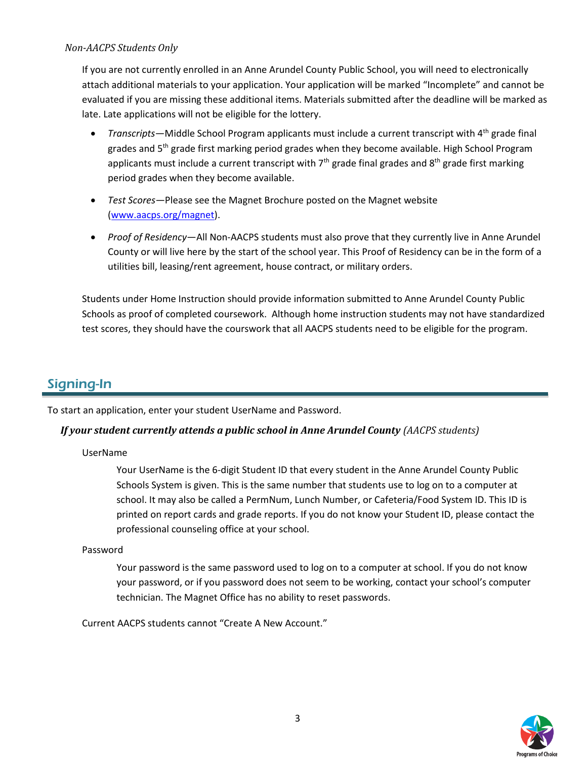*Non-AACPS Students Only*

If you are not currently enrolled in an Anne Arundel County Public School, you will need to electronically attach additional materials to your application. Your application will be marked "Incomplete" and cannot be evaluated if you are missing these additional items. Materials submitted after the deadline will be marked as late. Late applications will not be eligible for the lottery.

- *Transcripts*—Middle School Program applicants must include a current transcript with 4th grade final grades and 5th grade first marking period grades when they become available. High School Program applicants must include a current transcript with 7th grade final grades and 8th grade first marking period grades when they become available.
- *Test Scores*—Please see the Magnet Brochure posted on the Magnet website (www.aacps.org/magnet).
- *Proof of Residency*—All Non-AACPS students must also prove that they currently live in Anne Arundel County or will live here by the start of the school year. This Proof of Residency can be in the form of a utilities bill, leasing/rent agreement, house contract, or military orders.

Students under Home Instruction should provide information submitted to Anne Arundel County Public Schools as proof of completed coursework. Although home instruction students may not have standardized test scores, they should have the courswork that all AACPS students need to be eligible for the program.

## Signing-In

To start an application, enter your student UserName and Password.

***If your student currently attends a public school in Anne Arundel County*** *(AACPS students)*

UserName

Your UserName is the 6-digit Student ID that every student in the Anne Arundel County Public Schools System is given. This is the same number that students use to log on to a computer at school. It may also be called a PermNum, Lunch Number, or Cafeteria/Food System ID. This ID is printed on report cards and grade reports. If you do not know your Student ID, please contact the professional counseling office at your school.

Password

Your password is the same password used to log on to a computer at school. If you do not know your password, or if you password does not seem to be working, contact your school's computer technician. The Magnet Office has no ability to reset passwords.

Current AACPS students cannot "Create A New Account."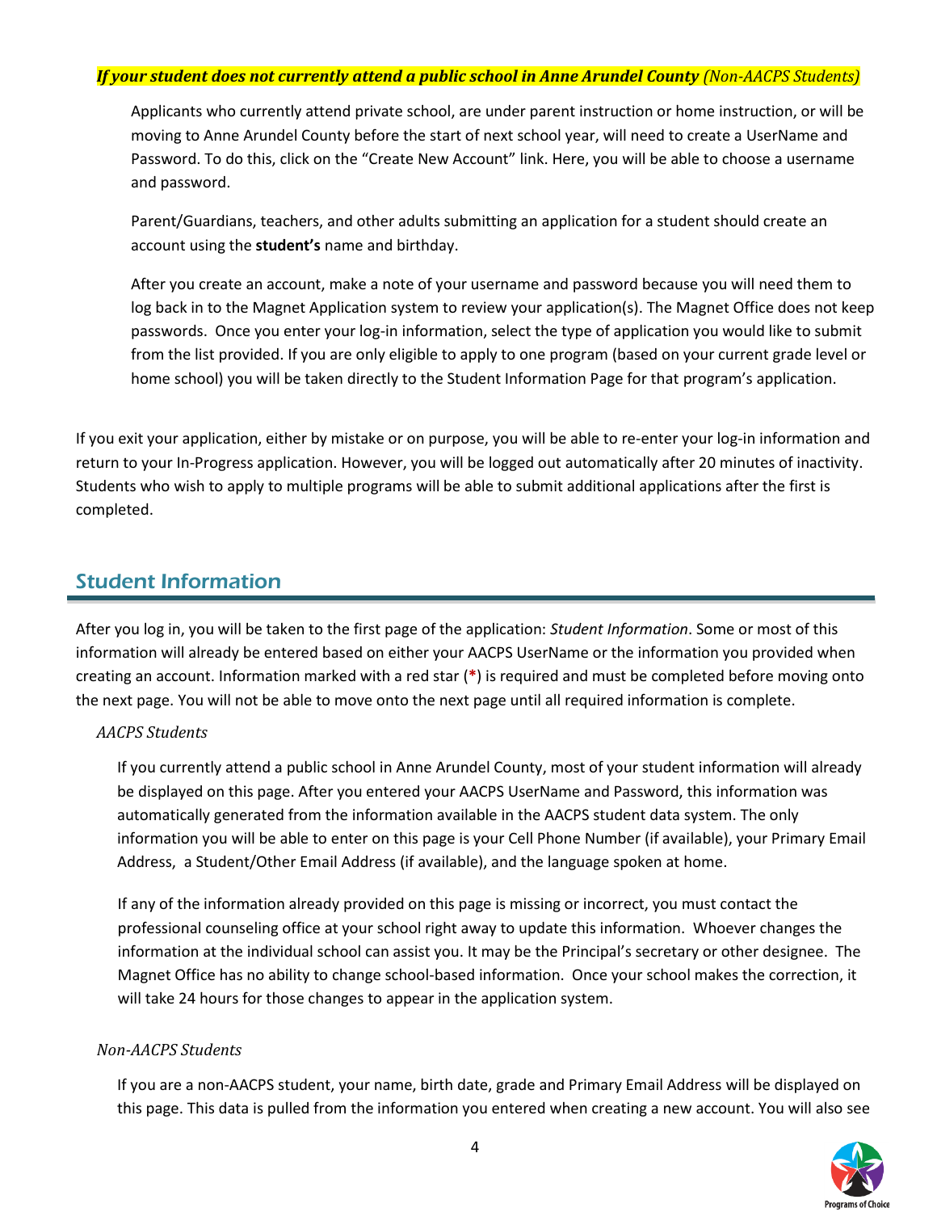***If your student does not currently attend a public school in Anne Arundel County** (Non-AACPS Students)*

Applicants who currently attend private school, are under parent instruction or home instruction, or will be moving to Anne Arundel County before the start of next school year, will need to create a UserName and Password. To do this, click on the "Create New Account" link. Here, you will be able to choose a username and password.

Parent/Guardians, teachers, and other adults submitting an application for a student should create an account using the **student's** name and birthday.

After you create an account, make a note of your username and password because you will need them to log back in to the Magnet Application system to review your application(s). The Magnet Office does not keep passwords. Once you enter your log-in information, select the type of application you would like to submit from the list provided. If you are only eligible to apply to one program (based on your current grade level or home school) you will be taken directly to the Student Information Page for that program's application.

If you exit your application, either by mistake or on purpose, you will be able to re-enter your log-in information and return to your In-Progress application. However, you will be logged out automatically after 20 minutes of inactivity. Students who wish to apply to multiple programs will be able to submit additional applications after the first is completed.

## Student Information

After you log in, you will be taken to the first page of the application: *Student Information*. Some or most of this information will already be entered based on either your AACPS UserName or the information you provided when creating an account. Information marked with a red star (*) is required and must be completed before moving onto the next page. You will not be able to move onto the next page until all required information is complete.

### *AACPS Students*

If you currently attend a public school in Anne Arundel County, most of your student information will already be displayed on this page. After you entered your AACPS UserName and Password, this information was automatically generated from the information available in the AACPS student data system. The only information you will be able to enter on this page is your Cell Phone Number (if available), your Primary Email Address, a Student/Other Email Address (if available), and the language spoken at home.

If any of the information already provided on this page is missing or incorrect, you must contact the professional counseling office at your school right away to update this information. Whoever changes the information at the individual school can assist you. It may be the Principal's secretary or other designee. The Magnet Office has no ability to change school-based information. Once your school makes the correction, it will take 24 hours for those changes to appear in the application system.

### *Non-AACPS Students*

If you are a non-AACPS student, your name, birth date, grade and Primary Email Address will be displayed on this page. This data is pulled from the information you entered when creating a new account. You will also see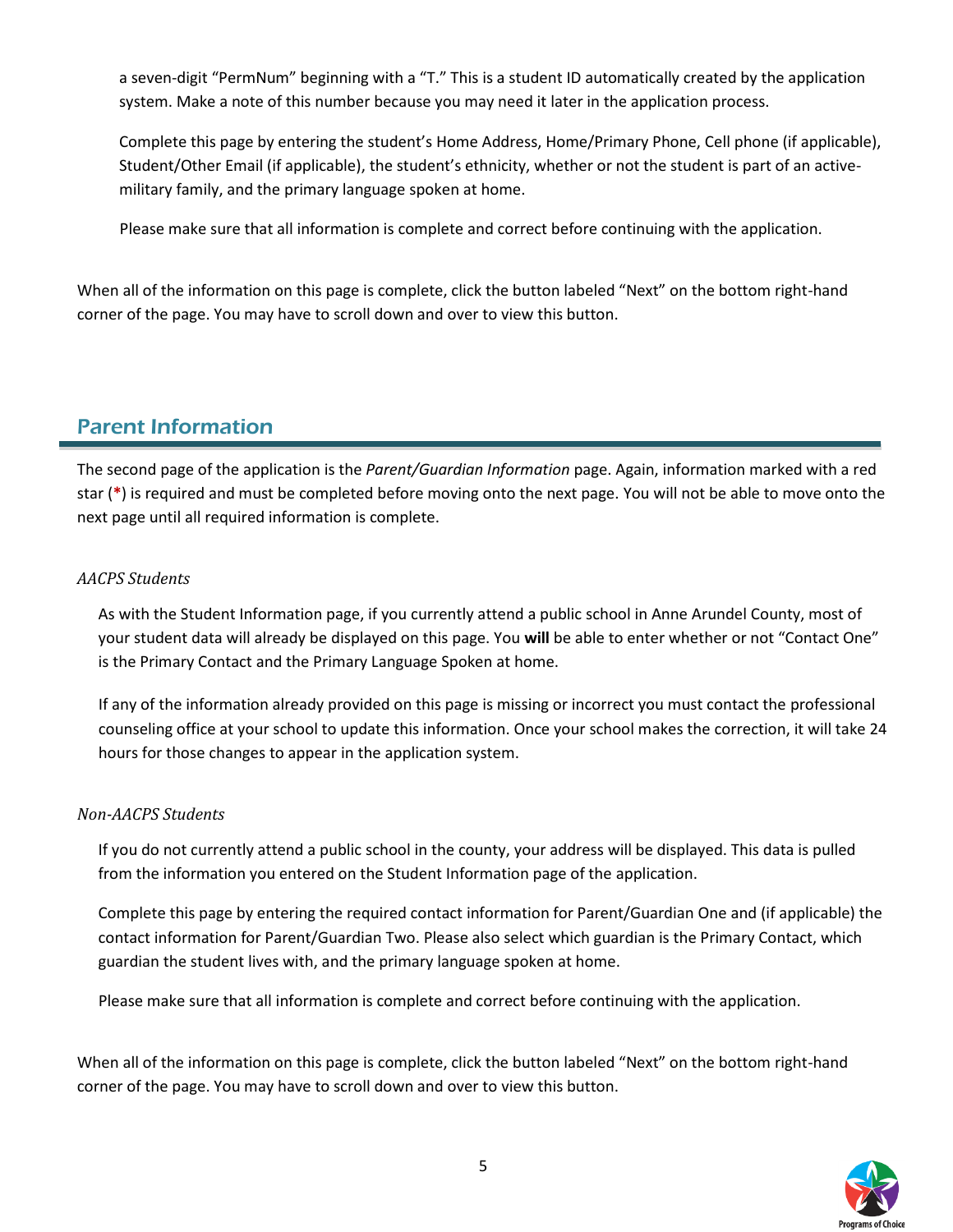a seven-digit "PermNum" beginning with a "T." This is a student ID automatically created by the application system. Make a note of this number because you may need it later in the application process.

Complete this page by entering the student's Home Address, Home/Primary Phone, Cell phone (if applicable), Student/Other Email (if applicable), the student's ethnicity, whether or not the student is part of an active-military family, and the primary language spoken at home.

Please make sure that all information is complete and correct before continuing with the application.

When all of the information on this page is complete, click the button labeled "Next" on the bottom right-hand corner of the page. You may have to scroll down and over to view this button.

## Parent Information

The second page of the application is the *Parent/Guardian Information* page. Again, information marked with a red star (*) is required and must be completed before moving onto the next page. You will not be able to move onto the next page until all required information is complete.

*AACPS Students*

As with the Student Information page, if you currently attend a public school in Anne Arundel County, most of your student data will already be displayed on this page. You **will** be able to enter whether or not "Contact One" is the Primary Contact and the Primary Language Spoken at home.

If any of the information already provided on this page is missing or incorrect you must contact the professional counseling office at your school to update this information. Once your school makes the correction, it will take 24 hours for those changes to appear in the application system.

*Non-AACPS Students*

If you do not currently attend a public school in the county, your address will be displayed. This data is pulled from the information you entered on the Student Information page of the application.

Complete this page by entering the required contact information for Parent/Guardian One and (if applicable) the contact information for Parent/Guardian Two. Please also select which guardian is the Primary Contact, which guardian the student lives with, and the primary language spoken at home.

Please make sure that all information is complete and correct before continuing with the application.

When all of the information on this page is complete, click the button labeled "Next" on the bottom right-hand corner of the page. You may have to scroll down and over to view this button.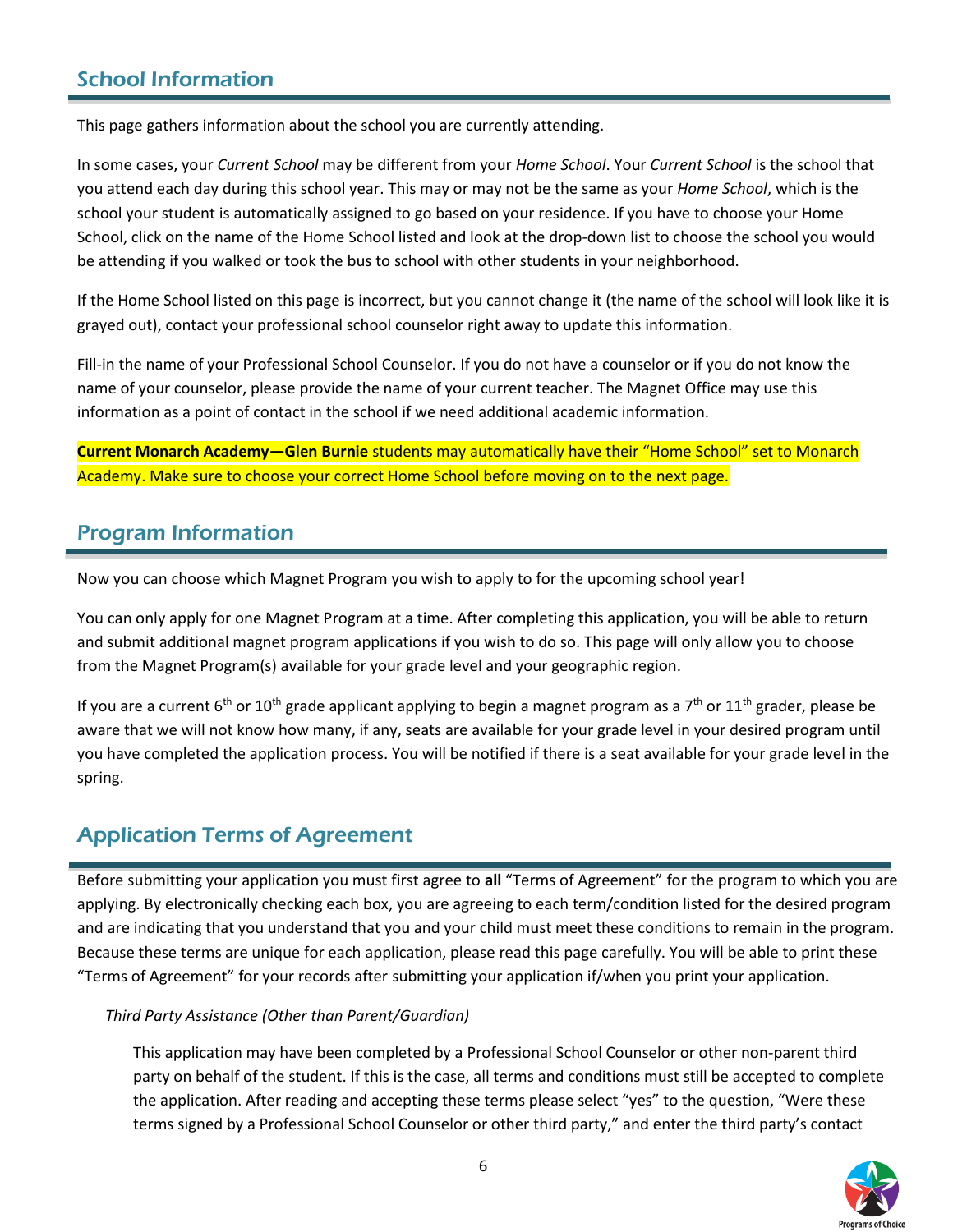## School Information

This page gathers information about the school you are currently attending.

In some cases, your *Current School* may be different from your *Home School*. Your *Current School* is the school that you attend each day during this school year. This may or may not be the same as your *Home School*, which is the school your student is automatically assigned to go based on your residence. If you have to choose your Home School, click on the name of the Home School listed and look at the drop-down list to choose the school you would be attending if you walked or took the bus to school with other students in your neighborhood.

If the Home School listed on this page is incorrect, but you cannot change it (the name of the school will look like it is grayed out), contact your professional school counselor right away to update this information.

Fill-in the name of your Professional School Counselor. If you do not have a counselor or if you do not know the name of your counselor, please provide the name of your current teacher. The Magnet Office may use this information as a point of contact in the school if we need additional academic information.

**Current Monarch Academy—Glen Burnie** students may automatically have their "Home School" set to Monarch Academy. Make sure to choose your correct Home School before moving on to the next page.

## Program Information

Now you can choose which Magnet Program you wish to apply to for the upcoming school year!

You can only apply for one Magnet Program at a time. After completing this application, you will be able to return and submit additional magnet program applications if you wish to do so. This page will only allow you to choose from the Magnet Program(s) available for your grade level and your geographic region.

If you are a current 6th or 10th grade applicant applying to begin a magnet program as a 7th or 11th grader, please be aware that we will not know how many, if any, seats are available for your grade level in your desired program until you have completed the application process. You will be notified if there is a seat available for your grade level in the spring.

## Application Terms of Agreement

Before submitting your application you must first agree to **all** "Terms of Agreement" for the program to which you are applying. By electronically checking each box, you are agreeing to each term/condition listed for the desired program and are indicating that you understand that you and your child must meet these conditions to remain in the program. Because these terms are unique for each application, please read this page carefully. You will be able to print these "Terms of Agreement" for your records after submitting your application if/when you print your application.

*Third Party Assistance (Other than Parent/Guardian)*

This application may have been completed by a Professional School Counselor or other non-parent third party on behalf of the student. If this is the case, all terms and conditions must still be accepted to complete the application. After reading and accepting these terms please select "yes" to the question, "Were these terms signed by a Professional School Counselor or other third party," and enter the third party's contact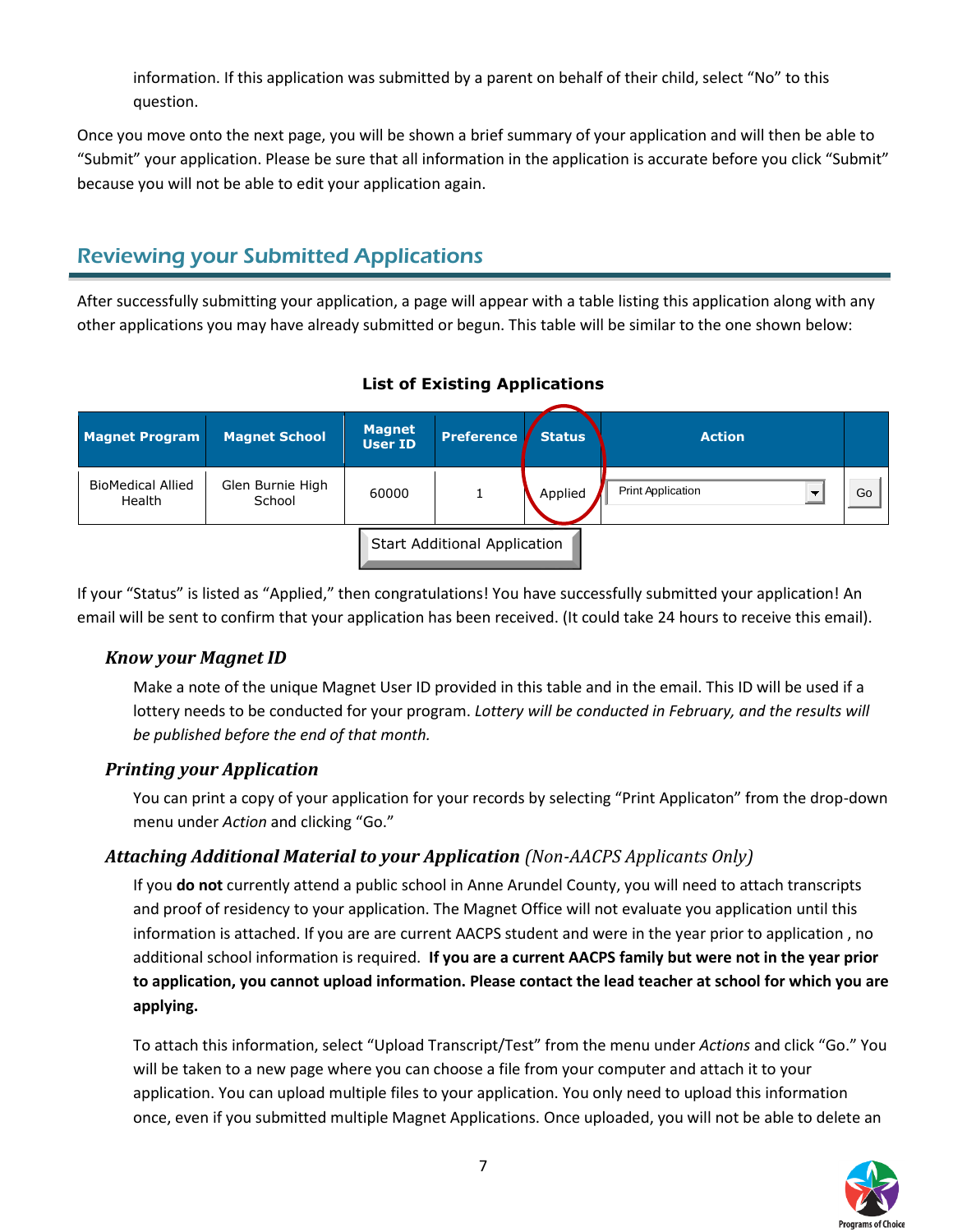information. If this application was submitted by a parent on behalf of their child, select "No" to this question.

Once you move onto the next page, you will be shown a brief summary of your application and will then be able to "Submit" your application. Please be sure that all information in the application is accurate before you click "Submit" because you will not be able to edit your application again.

## Reviewing your Submitted Applications

After successfully submitting your application, a page will appear with a table listing this application along with any other applications you may have already submitted or begun. This table will be similar to the one shown below:

**List of Existing Applications**

| Magnet Program | Magnet School | Magnet User ID | Preference | Status | Action | |
|---|---|---|---|---|---|---|
| BioMedical Allied Health | Glen Burnie High School | 60000 | 1 | Applied | Print Application | Go |

Start Additional Application

If your "Status" is listed as "Applied," then congratulations! You have successfully submitted your application! An email will be sent to confirm that your application has been received. (It could take 24 hours to receive this email).

### *Know your Magnet ID*

Make a note of the unique Magnet User ID provided in this table and in the email. This ID will be used if a lottery needs to be conducted for your program. *Lottery will be conducted in February, and the results will be published before the end of that month.*

### *Printing your Application*

You can print a copy of your application for your records by selecting "Print Applicaton" from the drop-down menu under *Action* and clicking "Go."

### *Attaching Additional Material to your Application (Non-AACPS Applicants Only)*

If you **do not** currently attend a public school in Anne Arundel County, you will need to attach transcripts and proof of residency to your application. The Magnet Office will not evaluate you application until this information is attached. If you are are current AACPS student and were in the year prior to application , no additional school information is required. **If you are a current AACPS family but were not in the year prior to application, you cannot upload information. Please contact the lead teacher at school for which you are applying.**

To attach this information, select "Upload Transcript/Test" from the menu under *Actions* and click "Go." You will be taken to a new page where you can choose a file from your computer and attach it to your application. You can upload multiple files to your application. You only need to upload this information once, even if you submitted multiple Magnet Applications. Once uploaded, you will not be able to delete an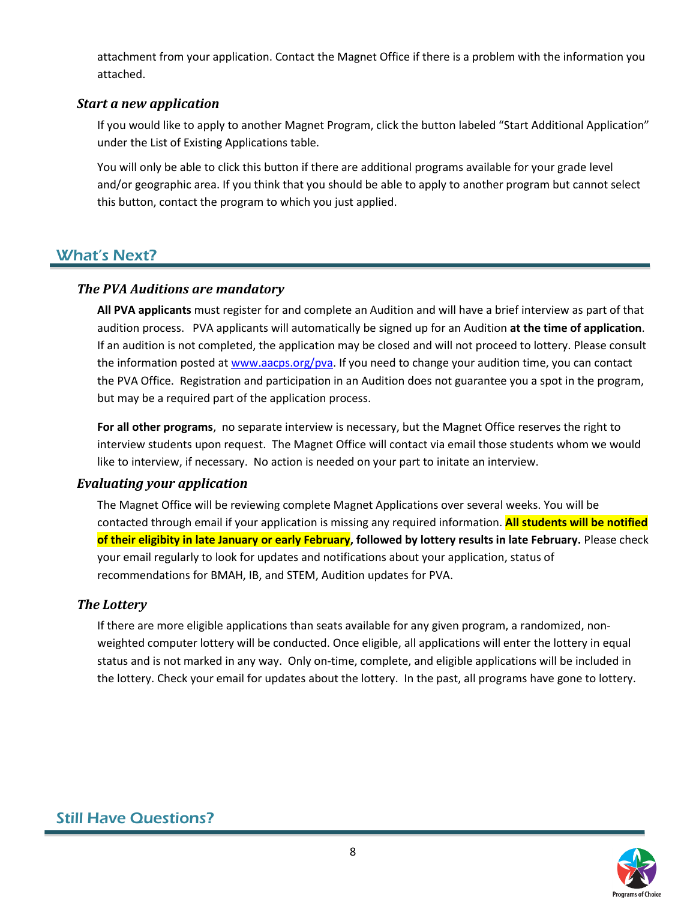attachment from your application. Contact the Magnet Office if there is a problem with the information you attached.

### *Start a new application*

If you would like to apply to another Magnet Program, click the button labeled "Start Additional Application" under the List of Existing Applications table.

You will only be able to click this button if there are additional programs available for your grade level and/or geographic area. If you think that you should be able to apply to another program but cannot select this button, contact the program to which you just applied.

## What's Next?

### *The PVA Auditions are mandatory*

**All PVA applicants** must register for and complete an Audition and will have a brief interview as part of that audition process. PVA applicants will automatically be signed up for an Audition **at the time of application**. If an audition is not completed, the application may be closed and will not proceed to lottery. Please consult the information posted at www.aacps.org/pva. If you need to change your audition time, you can contact the PVA Office. Registration and participation in an Audition does not guarantee you a spot in the program, but may be a required part of the application process.

**For all other programs**, no separate interview is necessary, but the Magnet Office reserves the right to interview students upon request. The Magnet Office will contact via email those students whom we would like to interview, if necessary. No action is needed on your part to initate an interview.

### *Evaluating your application*

The Magnet Office will be reviewing complete Magnet Applications over several weeks. You will be contacted through email if your application is missing any required information. **All students will be notified of their eligibity in late January or early February, followed by lottery results in late February.** Please check your email regularly to look for updates and notifications about your application, status of recommendations for BMAH, IB, and STEM, Audition updates for PVA.

### *The Lottery*

If there are more eligible applications than seats available for any given program, a randomized, non-weighted computer lottery will be conducted. Once eligible, all applications will enter the lottery in equal status and is not marked in any way. Only on-time, complete, and eligible applications will be included in the lottery. Check your email for updates about the lottery. In the past, all programs have gone to lottery.

## Still Have Questions?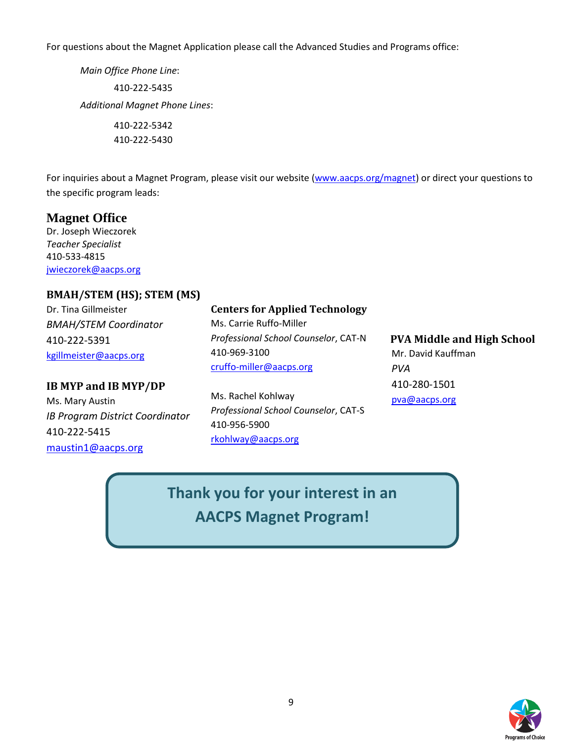For questions about the Magnet Application please call the Advanced Studies and Programs office:

*Main Office Phone Line*:

410-222-5435

*Additional Magnet Phone Lines*:

410-222-5342
410-222-5430

For inquiries about a Magnet Program, please visit our website (www.aacps.org/magnet) or direct your questions to the specific program leads:

## Magnet Office

Dr. Joseph Wieczorek
*Teacher Specialist*
410-533-4815
jwieczorek@aacps.org

### BMAH/STEM (HS); STEM (MS)

Dr. Tina Gillmeister
*BMAH/STEM Coordinator*
410-222-5391
kgillmeister@aacps.org

### IB MYP and IB MYP/DP

Ms. Mary Austin
*IB Program District Coordinator*
410-222-5415
maustin1@aacps.org

### Centers for Applied Technology

Ms. Carrie Ruffo-Miller
*Professional School Counselor*, CAT-N
410-969-3100
cruffo-miller@aacps.org

Ms. Rachel Kohlway
*Professional School Counselor*, CAT-S
410-956-5900
rkohlway@aacps.org

### PVA Middle and High School

Mr. David Kauffman
*PVA*
410-280-1501
pva@aacps.org

**Thank you for your interest in an AACPS Magnet Program!**

Programs of Choice